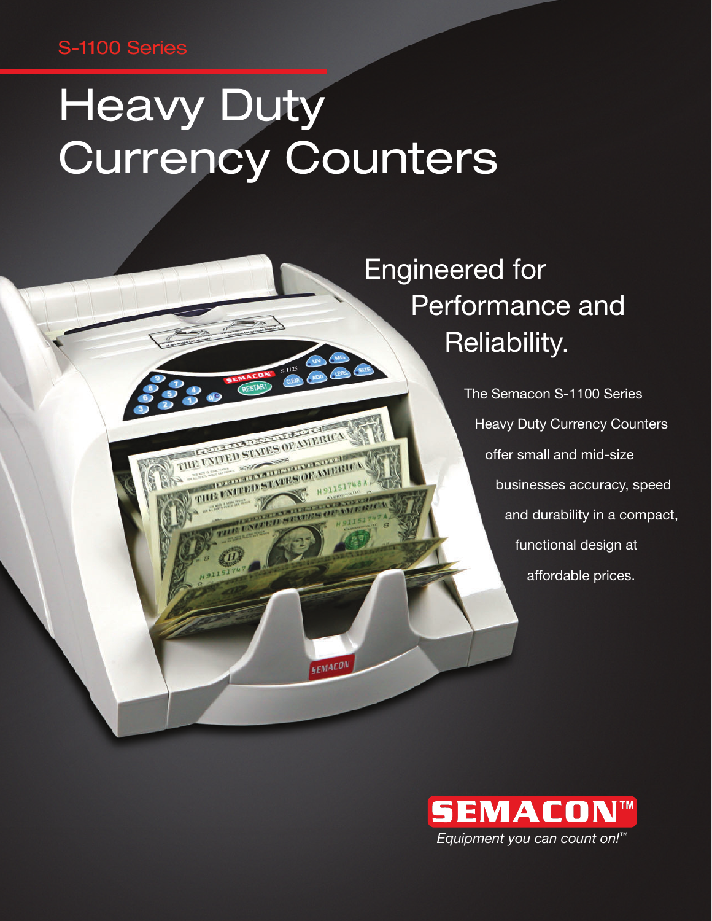S-1100 Series

# Heavy Duty Currency Counters

## Engineered for Performance and Reliability.

The Semacon S-1100 Series Heavy Duty Currency Counters offer small and mid-size businesses accuracy, speed and durability in a compact, functional design at affordable prices.

**SEMACON™**

*Equipment you can count on!™*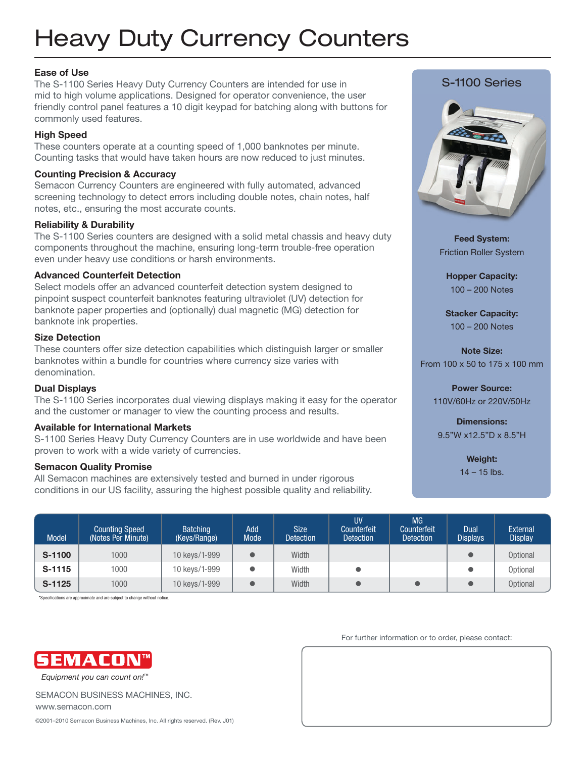# Heavy Duty Currency Counters

### Ease of Use

The S-1100 Series Heavy Duty Currency Counters are intended for use in mid to high volume applications. Designed for operator convenience, the user friendly control panel features a 10 digit keypad for batching along with buttons for commonly used features.

### High Speed

These counters operate at a counting speed of 1,000 banknotes per minute. Counting tasks that would have taken hours are now reduced to just minutes.

### Counting Precision & Accuracy

Semacon Currency Counters are engineered with fully automated, advanced screening technology to detect errors including double notes, chain notes, half notes, etc., ensuring the most accurate counts.

### Reliability & Durability

The S-1100 Series counters are designed with a solid metal chassis and heavy duty components throughout the machine, ensuring long-term trouble-free operation even under heavy use conditions or harsh environments.

### Advanced Counterfeit Detection

Select models offer an advanced counterfeit detection system designed to pinpoint suspect counterfeit banknotes featuring ultraviolet (UV) detection for banknote paper properties and (optionally) dual magnetic (MG) detection for banknote ink properties.

### Size Detection

These counters offer size detection capabilities which distinguish larger or smaller banknotes within a bundle for countries where currency size varies with denomination.

### Dual Displays

The S-1100 Series incorporates dual viewing displays making it easy for the operator and the customer or manager to view the counting process and results.

### Available for International Markets

S-1100 Series Heavy Duty Currency Counters are in use worldwide and have been proven to work with a wide variety of currencies.

### Semacon Quality Promise

All Semacon machines are extensively tested and burned in under rigorous conditions in our US facility, assuring the highest possible quality and reliability.

## S-1100 Series

**Feed System:**
Friction Roller System

**Hopper Capacity:**
100 – 200 Notes

**Stacker Capacity:**
100 – 200 Notes

**Note Size:**
From 100 x 50 to 175 x 100 mm

**Power Source:**
110V/60Hz or 220V/50Hz

**Dimensions:**
9.5"W x12.5"D x 8.5"H

**Weight:**
14 – 15 lbs.

| Model | Counting Speed (Notes Per Minute) | Batching (Keys/Range) | Add Mode | Size Detection | UV Counterfeit Detection | MG Counterfeit Detection | Dual Displays | External Display |
|---|---|---|---|---|---|---|---|---|
| **S-1100** | 1000 | 10 keys/1-999 | ● | Width | | | ● | Optional |
| **S-1115** | 1000 | 10 keys/1-999 | ● | Width | ● | | ● | Optional |
| **S-1125** | 1000 | 10 keys/1-999 | ● | Width | ● | ● | ● | Optional |

*Specifications are approximate and are subject to change without notice.

For further information or to order, please contact:

SEMACON™

*Equipment you can count on!*™

SEMACON BUSINESS MACHINES, INC.
www.semacon.com

©2001–2010 Semacon Business Machines, Inc. All rights reserved. (Rev. J01)